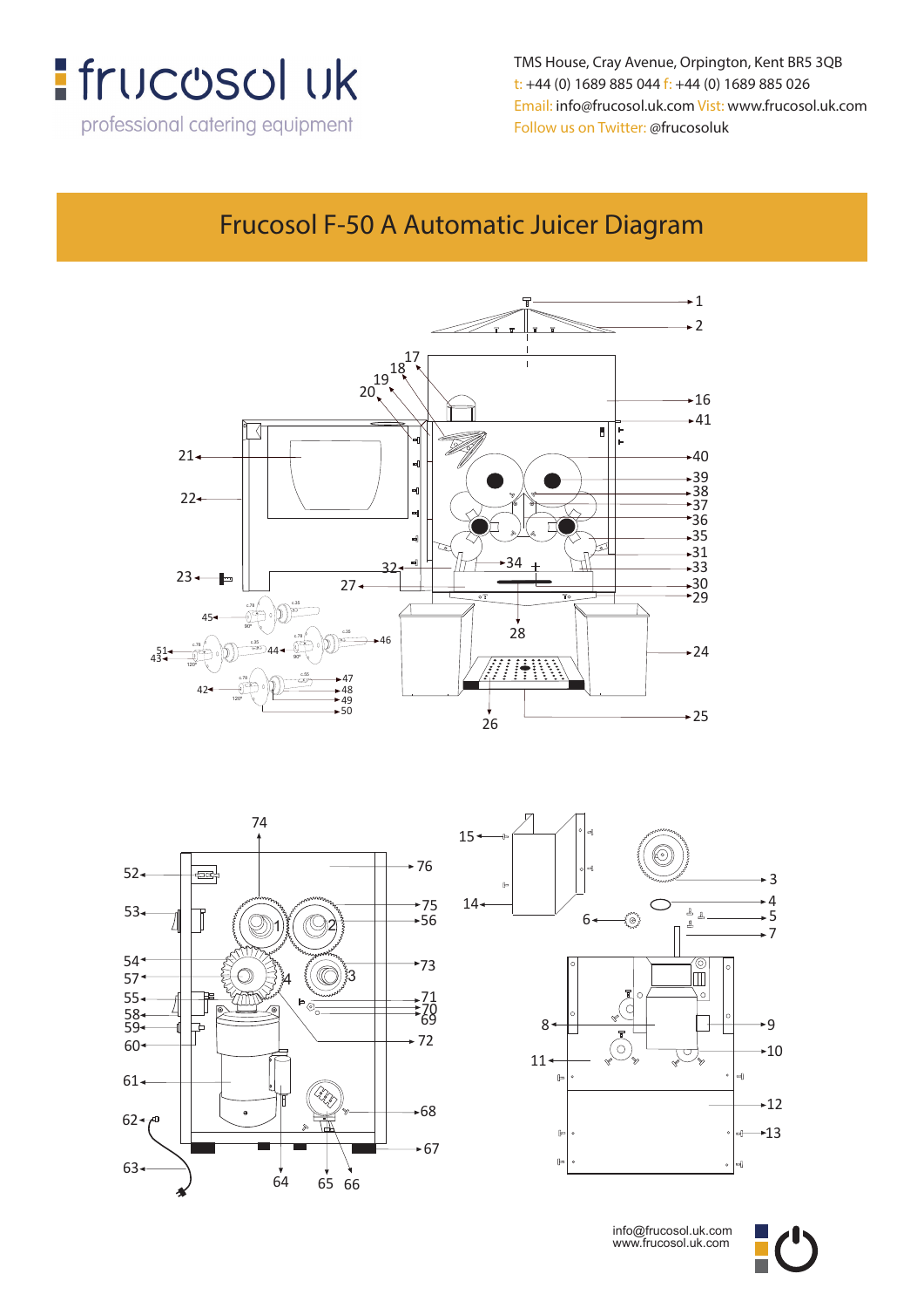frucosol uk

professional catering equipment

TMS House, Cray Avenue, Orpington, Kent BR5 3QB
t: +44 (0) 1689 885 044 f: +44 (0) 1689 885 026
Email: info@frucosol.uk.com Visit: www.frucosol.uk.com
Follow us on Twitter: @frucosoluk

# Frucosol F-50 A Automatic Juicer Diagram

info@frucosol.uk.com
www.frucosol.uk.com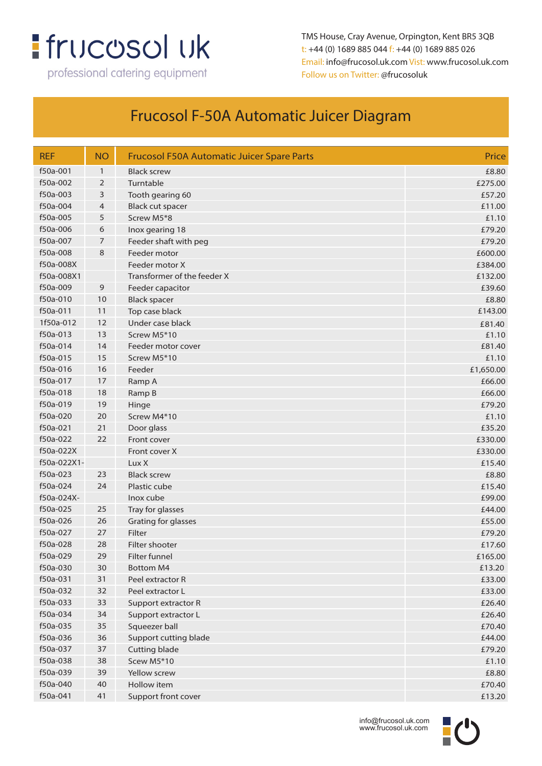frucosol uk

professional catering equipment

TMS House, Cray Avenue, Orpington, Kent BR5 3QB
t: +44 (0) 1689 885 044 f: +44 (0) 1689 885 026
Email: info@frucosol.uk.com Vist: www.frucosol.uk.com
Follow us on Twitter: @frucosoluk

# Frucosol F-50A Automatic Juicer Diagram

| REF | NO | Frucosol F50A Automatic Juicer Spare Parts | Price |
|---|---|---|---|
| f50a-001 | 1 | Black screw | £8.80 |
| f50a-002 | 2 | Turntable | £275.00 |
| f50a-003 | 3 | Tooth gearing 60 | £57.20 |
| f50a-004 | 4 | Black cut spacer | £11.00 |
| f50a-005 | 5 | Screw M5*8 | £1.10 |
| f50a-006 | 6 | Inox gearing 18 | £79.20 |
| f50a-007 | 7 | Feeder shaft with peg | £79.20 |
| f50a-008 | 8 | Feeder motor | £600.00 |
| f50a-008X | | Feeder motor X | £384.00 |
| f50a-008X1 | | Transformer of the feeder X | £132.00 |
| f50a-009 | 9 | Feeder capacitor | £39.60 |
| f50a-010 | 10 | Black spacer | £8.80 |
| f50a-011 | 11 | Top case black | £143.00 |
| 1f50a-012 | 12 | Under case black | £81.40 |
| f50a-013 | 13 | Screw M5*10 | £1.10 |
| f50a-014 | 14 | Feeder motor cover | £81.40 |
| f50a-015 | 15 | Screw M5*10 | £1.10 |
| f50a-016 | 16 | Feeder | £1,650.00 |
| f50a-017 | 17 | Ramp A | £66.00 |
| f50a-018 | 18 | Ramp B | £66.00 |
| f50a-019 | 19 | Hinge | £79.20 |
| f50a-020 | 20 | Screw M4*10 | £1.10 |
| f50a-021 | 21 | Door glass | £35.20 |
| f50a-022 | 22 | Front cover | £330.00 |
| f50a-022X | | Front cover X | £330.00 |
| f50a-022X1- | | Lux X | £15.40 |
| f50a-023 | 23 | Black screw | £8.80 |
| f50a-024 | 24 | Plastic cube | £15.40 |
| f50a-024X- | | Inox cube | £99.00 |
| f50a-025 | 25 | Tray for glasses | £44.00 |
| f50a-026 | 26 | Grating for glasses | £55.00 |
| f50a-027 | 27 | Filter | £79.20 |
| f50a-028 | 28 | Filter shooter | £17.60 |
| f50a-029 | 29 | Filter funnel | £165.00 |
| f50a-030 | 30 | Bottom M4 | £13.20 |
| f50a-031 | 31 | Peel extractor R | £33.00 |
| f50a-032 | 32 | Peel extractor L | £33.00 |
| f50a-033 | 33 | Support extractor R | £26.40 |
| f50a-034 | 34 | Support extractor L | £26.40 |
| f50a-035 | 35 | Squeezer ball | £70.40 |
| f50a-036 | 36 | Support cutting blade | £44.00 |
| f50a-037 | 37 | Cutting blade | £79.20 |
| f50a-038 | 38 | Scew M5*10 | £1.10 |
| f50a-039 | 39 | Yellow screw | £8.80 |
| f50a-040 | 40 | Hollow item | £70.40 |
| f50a-041 | 41 | Support front cover | £13.20 |

info@frucosol.uk.com
www.frucosol.uk.com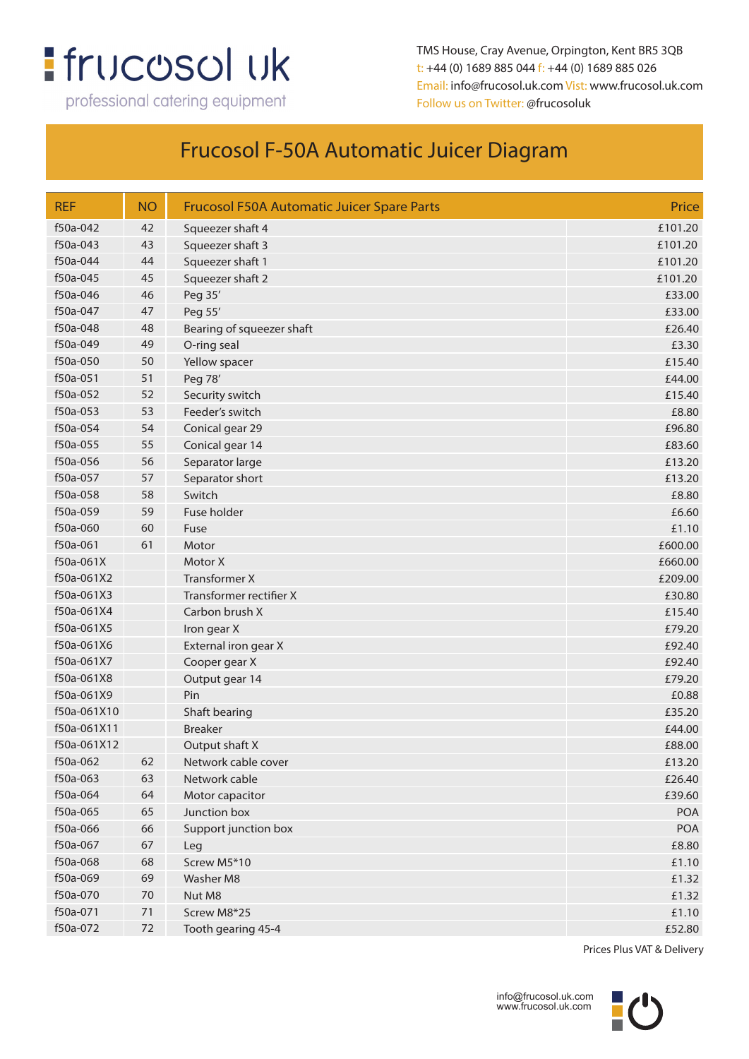frucosol uk

professional catering equipment

TMS House, Cray Avenue, Orpington, Kent BR5 3QB
t: +44 (0) 1689 885 044 f: +44 (0) 1689 885 026
Email: info@frucosol.uk.com Visit: www.frucosol.uk.com
Follow us on Twitter: @frucosoluk

# Frucosol F-50A Automatic Juicer Diagram

| REF | NO | Frucosol F50A Automatic Juicer Spare Parts | Price |
|---|---|---|---|
| f50a-042 | 42 | Squeezer shaft 4 | £101.20 |
| f50a-043 | 43 | Squeezer shaft 3 | £101.20 |
| f50a-044 | 44 | Squeezer shaft 1 | £101.20 |
| f50a-045 | 45 | Squeezer shaft 2 | £101.20 |
| f50a-046 | 46 | Peg 35' | £33.00 |
| f50a-047 | 47 | Peg 55' | £33.00 |
| f50a-048 | 48 | Bearing of squeezer shaft | £26.40 |
| f50a-049 | 49 | O-ring seal | £3.30 |
| f50a-050 | 50 | Yellow spacer | £15.40 |
| f50a-051 | 51 | Peg 78' | £44.00 |
| f50a-052 | 52 | Security switch | £15.40 |
| f50a-053 | 53 | Feeder's switch | £8.80 |
| f50a-054 | 54 | Conical gear 29 | £96.80 |
| f50a-055 | 55 | Conical gear 14 | £83.60 |
| f50a-056 | 56 | Separator large | £13.20 |
| f50a-057 | 57 | Separator short | £13.20 |
| f50a-058 | 58 | Switch | £8.80 |
| f50a-059 | 59 | Fuse holder | £6.60 |
| f50a-060 | 60 | Fuse | £1.10 |
| f50a-061 | 61 | Motor | £600.00 |
| f50a-061X | | Motor X | £660.00 |
| f50a-061X2 | | Transformer X | £209.00 |
| f50a-061X3 | | Transformer rectifier X | £30.80 |
| f50a-061X4 | | Carbon brush X | £15.40 |
| f50a-061X5 | | Iron gear X | £79.20 |
| f50a-061X6 | | External iron gear X | £92.40 |
| f50a-061X7 | | Cooper gear X | £92.40 |
| f50a-061X8 | | Output gear 14 | £79.20 |
| f50a-061X9 | | Pin | £0.88 |
| f50a-061X10 | | Shaft bearing | £35.20 |
| f50a-061X11 | | Breaker | £44.00 |
| f50a-061X12 | | Output shaft X | £88.00 |
| f50a-062 | 62 | Network cable cover | £13.20 |
| f50a-063 | 63 | Network cable | £26.40 |
| f50a-064 | 64 | Motor capacitor | £39.60 |
| f50a-065 | 65 | Junction box | POA |
| f50a-066 | 66 | Support junction box | POA |
| f50a-067 | 67 | Leg | £8.80 |
| f50a-068 | 68 | Screw M5*10 | £1.10 |
| f50a-069 | 69 | Washer M8 | £1.32 |
| f50a-070 | 70 | Nut M8 | £1.32 |
| f50a-071 | 71 | Screw M8*25 | £1.10 |
| f50a-072 | 72 | Tooth gearing 45-4 | £52.80 |

Prices Plus VAT & Delivery

info@frucosol.uk.com
www.frucosol.uk.com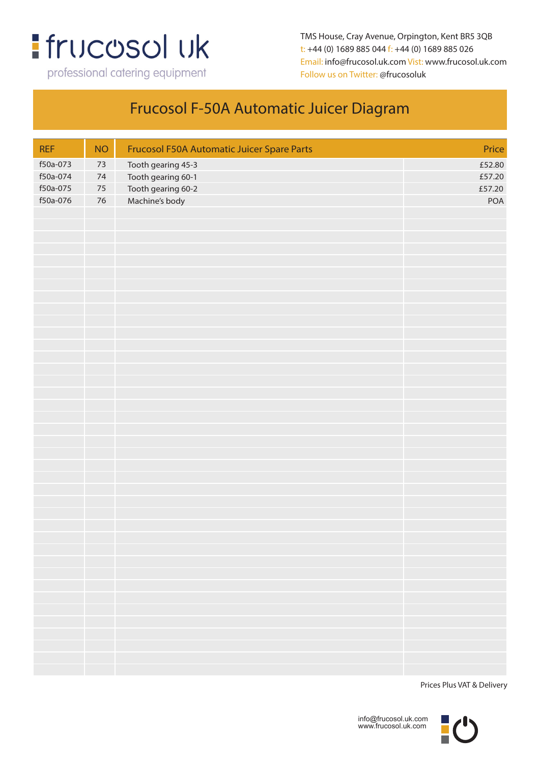frucosol uk

professional catering equipment

TMS House, Cray Avenue, Orpington, Kent BR5 3QB
t: +44 (0) 1689 885 044 f: +44 (0) 1689 885 026
Email: info@frucosol.uk.com Vist: www.frucosol.uk.com
Follow us on Twitter: @frucosoluk

# Frucosol F-50A Automatic Juicer Diagram

| REF | NO | Frucosol F50A Automatic Juicer Spare Parts | Price |
|---|---|---|---|
| f50a-073 | 73 | Tooth gearing 45-3 | £52.80 |
| f50a-074 | 74 | Tooth gearing 60-1 | £57.20 |
| f50a-075 | 75 | Tooth gearing 60-2 | £57.20 |
| f50a-076 | 76 | Machine's body | POA |

Prices Plus VAT & Delivery

info@frucosol.uk.com
www.frucosol.uk.com